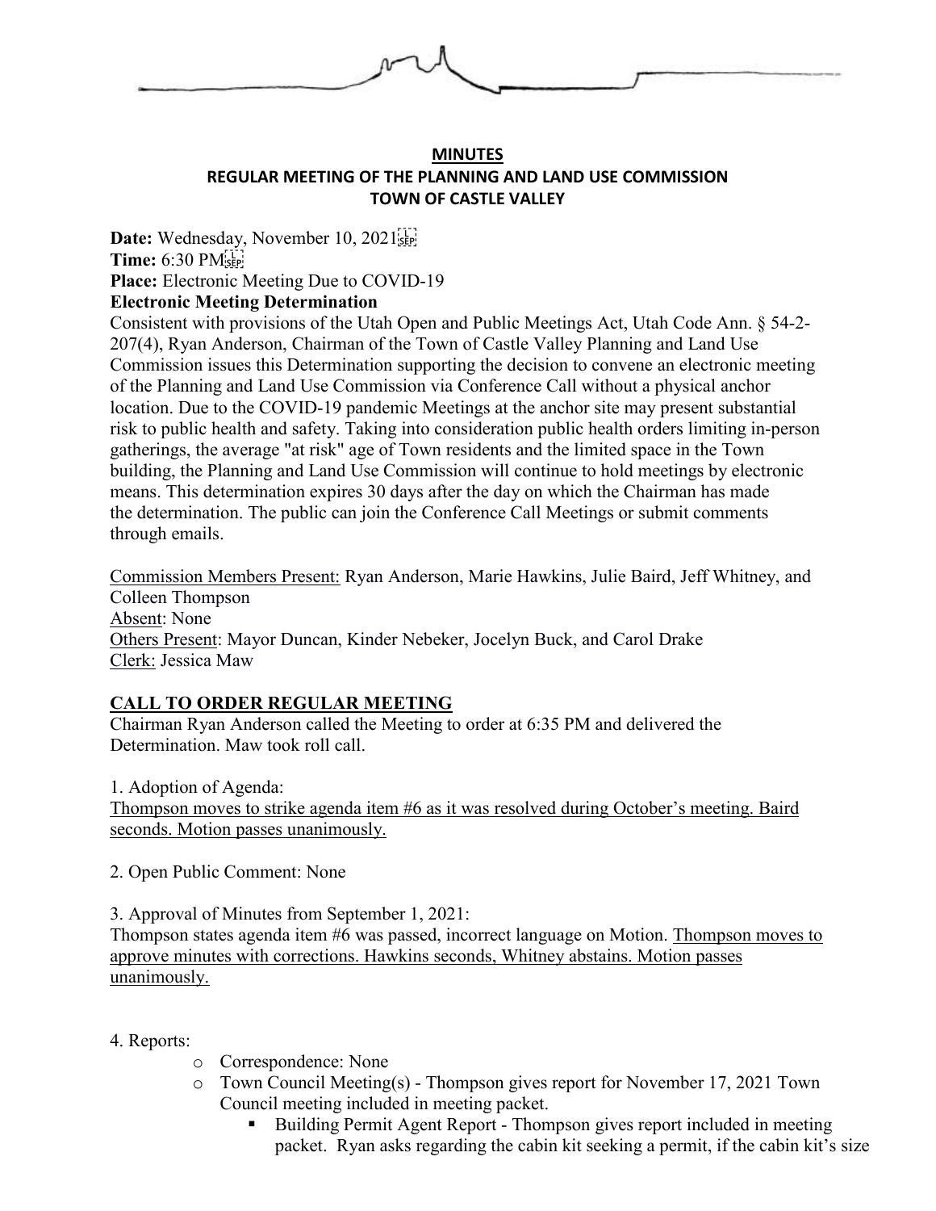**MINUTES**
**REGULAR MEETING OF THE PLANNING AND LAND USE COMMISSION**
**TOWN OF CASTLE VALLEY**

**Date:** Wednesday, November 10, 2021
**Time:** 6:30 PM
**Place:** Electronic Meeting Due to COVID-19
**Electronic Meeting Determination**
Consistent with provisions of the Utah Open and Public Meetings Act, Utah Code Ann. § 54-2-207(4), Ryan Anderson, Chairman of the Town of Castle Valley Planning and Land Use Commission issues this Determination supporting the decision to convene an electronic meeting of the Planning and Land Use Commission via Conference Call without a physical anchor location. Due to the COVID-19 pandemic Meetings at the anchor site may present substantial risk to public health and safety. Taking into consideration public health orders limiting in-person gatherings, the average "at risk" age of Town residents and the limited space in the Town building, the Planning and Land Use Commission will continue to hold meetings by electronic means. This determination expires 30 days after the day on which the Chairman has made the determination. The public can join the Conference Call Meetings or submit comments through emails.

Commission Members Present: Ryan Anderson, Marie Hawkins, Julie Baird, Jeff Whitney, and Colleen Thompson
Absent: None
Others Present: Mayor Duncan, Kinder Nebeker, Jocelyn Buck, and Carol Drake
Clerk: Jessica Maw

## CALL TO ORDER REGULAR MEETING

Chairman Ryan Anderson called the Meeting to order at 6:35 PM and delivered the Determination. Maw took roll call.

1. Adoption of Agenda:
Thompson moves to strike agenda item #6 as it was resolved during October's meeting. Baird seconds. Motion passes unanimously.

2. Open Public Comment: None

3. Approval of Minutes from September 1, 2021:
Thompson states agenda item #6 was passed, incorrect language on Motion. Thompson moves to approve minutes with corrections. Hawkins seconds, Whitney abstains. Motion passes unanimously.

4. Reports:
- Correspondence: None
- Town Council Meeting(s) - Thompson gives report for November 17, 2021 Town Council meeting included in meeting packet.
  - Building Permit Agent Report - Thompson gives report included in meeting packet. Ryan asks regarding the cabin kit seeking a permit, if the cabin kit's size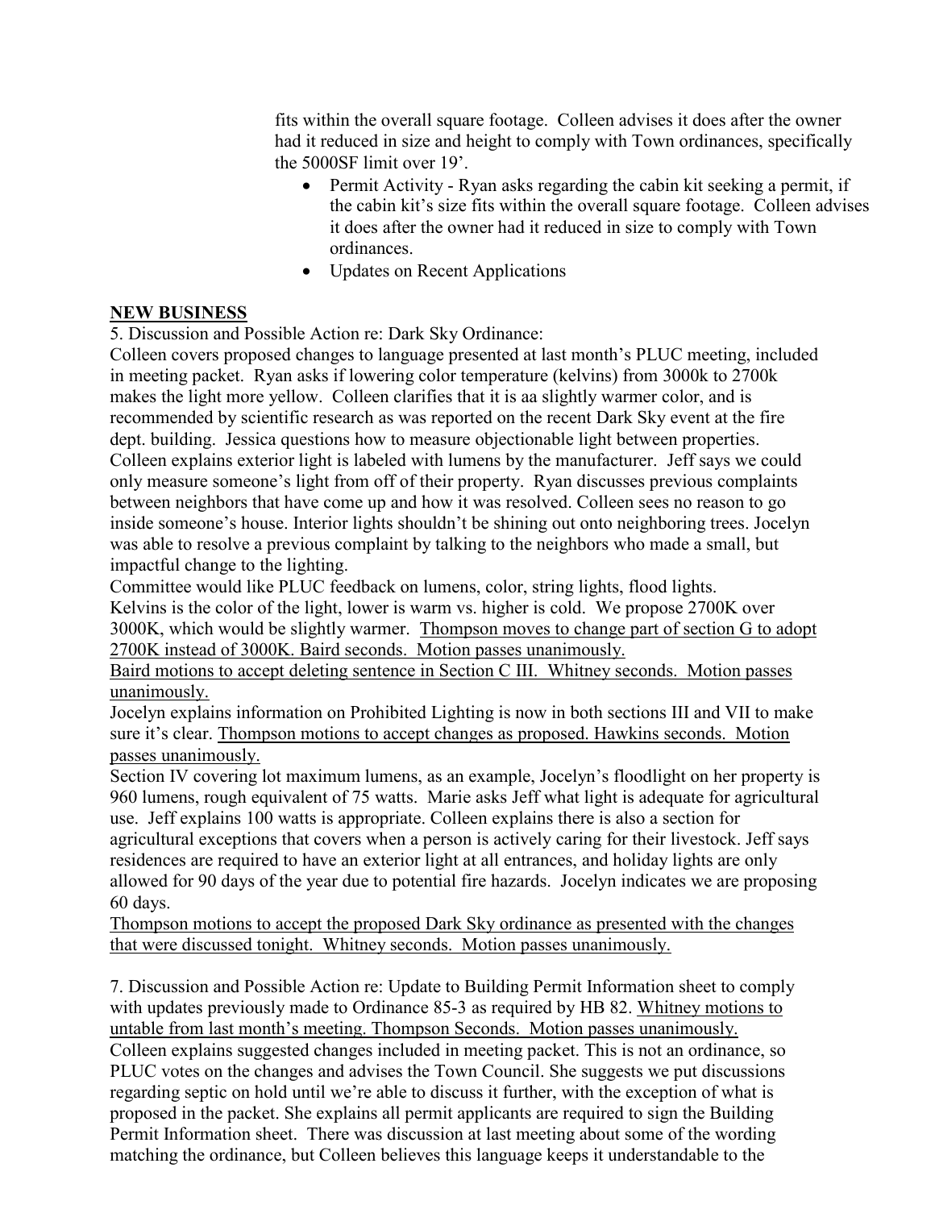fits within the overall square footage. Colleen advises it does after the owner had it reduced in size and height to comply with Town ordinances, specifically the 5000SF limit over 19'.

- Permit Activity - Ryan asks regarding the cabin kit seeking a permit, if the cabin kit's size fits within the overall square footage. Colleen advises it does after the owner had it reduced in size to comply with Town ordinances.
- Updates on Recent Applications

**NEW BUSINESS**

5. Discussion and Possible Action re: Dark Sky Ordinance:

Colleen covers proposed changes to language presented at last month's PLUC meeting, included in meeting packet. Ryan asks if lowering color temperature (kelvins) from 3000k to 2700k makes the light more yellow. Colleen clarifies that it is aa slightly warmer color, and is recommended by scientific research as was reported on the recent Dark Sky event at the fire dept. building. Jessica questions how to measure objectionable light between properties. Colleen explains exterior light is labeled with lumens by the manufacturer. Jeff says we could only measure someone's light from off of their property. Ryan discusses previous complaints between neighbors that have come up and how it was resolved. Colleen sees no reason to go inside someone's house. Interior lights shouldn't be shining out onto neighboring trees. Jocelyn was able to resolve a previous complaint by talking to the neighbors who made a small, but impactful change to the lighting.

Committee would like PLUC feedback on lumens, color, string lights, flood lights.

Kelvins is the color of the light, lower is warm vs. higher is cold. We propose 2700K over 3000K, which would be slightly warmer. <u>Thompson moves to change part of section G to adopt 2700K instead of 3000K. Baird seconds. Motion passes unanimously.</u>

<u>Baird motions to accept deleting sentence in Section C III. Whitney seconds. Motion passes unanimously.</u>

Jocelyn explains information on Prohibited Lighting is now in both sections III and VII to make sure it's clear. <u>Thompson motions to accept changes as proposed. Hawkins seconds. Motion passes unanimously.</u>

Section IV covering lot maximum lumens, as an example, Jocelyn's floodlight on her property is 960 lumens, rough equivalent of 75 watts. Marie asks Jeff what light is adequate for agricultural use. Jeff explains 100 watts is appropriate. Colleen explains there is also a section for agricultural exceptions that covers when a person is actively caring for their livestock. Jeff says residences are required to have an exterior light at all entrances, and holiday lights are only allowed for 90 days of the year due to potential fire hazards. Jocelyn indicates we are proposing 60 days.

<u>Thompson motions to accept the proposed Dark Sky ordinance as presented with the changes that were discussed tonight. Whitney seconds. Motion passes unanimously.</u>

7. Discussion and Possible Action re: Update to Building Permit Information sheet to comply with updates previously made to Ordinance 85-3 as required by HB 82. <u>Whitney motions to untable from last month's meeting. Thompson Seconds. Motion passes unanimously.</u>

Colleen explains suggested changes included in meeting packet. This is not an ordinance, so PLUC votes on the changes and advises the Town Council. She suggests we put discussions regarding septic on hold until we're able to discuss it further, with the exception of what is proposed in the packet. She explains all permit applicants are required to sign the Building Permit Information sheet. There was discussion at last meeting about some of the wording matching the ordinance, but Colleen believes this language keeps it understandable to the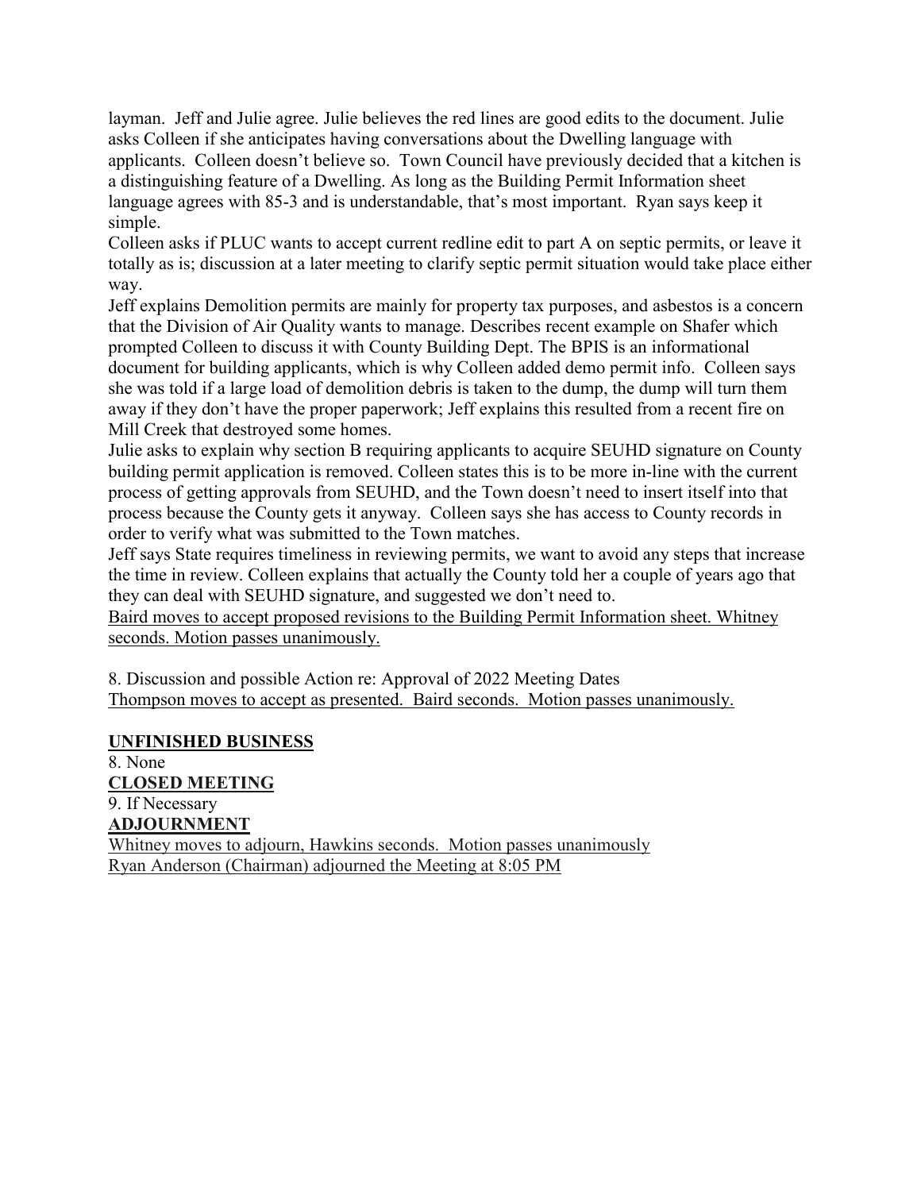layman. Jeff and Julie agree. Julie believes the red lines are good edits to the document. Julie asks Colleen if she anticipates having conversations about the Dwelling language with applicants. Colleen doesn't believe so. Town Council have previously decided that a kitchen is a distinguishing feature of a Dwelling. As long as the Building Permit Information sheet language agrees with 85-3 and is understandable, that's most important. Ryan says keep it simple.

Colleen asks if PLUC wants to accept current redline edit to part A on septic permits, or leave it totally as is; discussion at a later meeting to clarify septic permit situation would take place either way.

Jeff explains Demolition permits are mainly for property tax purposes, and asbestos is a concern that the Division of Air Quality wants to manage. Describes recent example on Shafer which prompted Colleen to discuss it with County Building Dept. The BPIS is an informational document for building applicants, which is why Colleen added demo permit info. Colleen says she was told if a large load of demolition debris is taken to the dump, the dump will turn them away if they don't have the proper paperwork; Jeff explains this resulted from a recent fire on Mill Creek that destroyed some homes.

Julie asks to explain why section B requiring applicants to acquire SEUHD signature on County building permit application is removed. Colleen states this is to be more in-line with the current process of getting approvals from SEUHD, and the Town doesn't need to insert itself into that process because the County gets it anyway. Colleen says she has access to County records in order to verify what was submitted to the Town matches.

Jeff says State requires timeliness in reviewing permits, we want to avoid any steps that increase the time in review. Colleen explains that actually the County told her a couple of years ago that they can deal with SEUHD signature, and suggested we don't need to.

<u>Baird moves to accept proposed revisions to the Building Permit Information sheet. Whitney seconds. Motion passes unanimously.</u>

8. Discussion and possible Action re: Approval of 2022 Meeting Dates

<u>Thompson moves to accept as presented. Baird seconds. Motion passes unanimously.</u>

**<u>UNFINISHED BUSINESS</u>**

8. None

**<u>CLOSED MEETING</u>**

9. If Necessary

**<u>ADJOURNMENT</u>**

<u>Whitney moves to adjourn, Hawkins seconds. Motion passes unanimously</u>

<u>Ryan Anderson (Chairman) adjourned the Meeting at 8:05 PM</u>